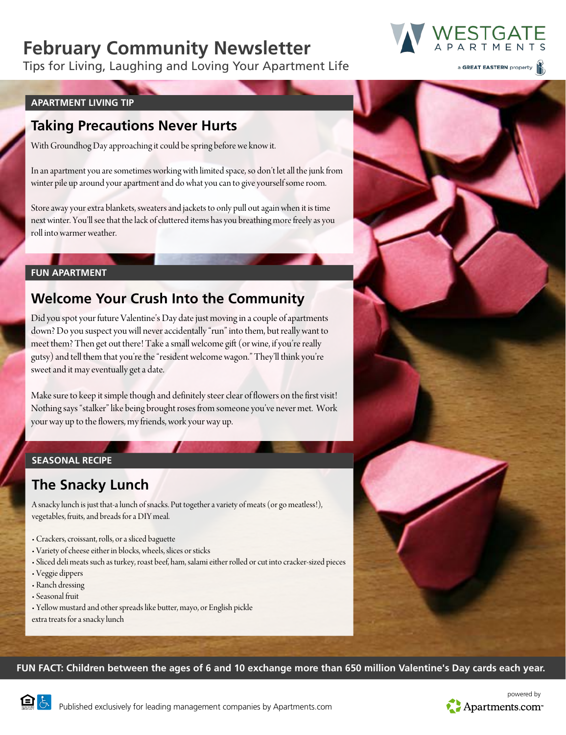# February Community Newsletter

Tips for Living, Laughing and Loving Your Apartment Life

WESTGATE APARTMENTS

a GREAT EASTERN property

## APARTMENT LIVING TIP

### Taking Precautions Never Hurts

With Groundhog Day approaching it could be spring before we know it.

In an apartment you are sometimes working with limited space, so don't let all the junk from winter pile up around your apartment and do what you can to give yourself some room.

Store away your extra blankets, sweaters and jackets to only pull out again when it is time next winter. You'll see that the lack of cluttered items has you breathing more freely as you roll into warmer weather.

## FUN APARTMENT

### Welcome Your Crush Into the Community

Did you spot your future Valentine's Day date just moving in a couple of apartments down? Do you suspect you will never accidentally "run" into them, but really want to meet them? Then get out there! Take a small welcome gift (or wine, if you're really gutsy) and tell them that you're the "resident welcome wagon." They'll think you're sweet and it may eventually get a date.

Make sure to keep it simple though and definitely steer clear of flowers on the first visit! Nothing says "stalker" like being brought roses from someone you've never met. Work your way up to the flowers, my friends, work your way up.

## SEASONAL RECIPE

### The Snacky Lunch

A snacky lunch is just that-a lunch of snacks. Put together a variety of meats (or go meatless!), vegetables, fruits, and breads for a DIY meal.

- Crackers, croissant, rolls, or a sliced baguette
- Variety of cheese either in blocks, wheels, slices or sticks
- Sliced deli meats such as turkey, roast beef, ham, salami either rolled or cut into cracker-sized pieces
- Veggie dippers
- Ranch dressing
- Seasonal fruit
- Yellow mustard and other spreads like butter, mayo, or English pickle

extra treats for a snacky lunch

**FUN FACT: Children between the ages of 6 and 10 exchange more than 650 million Valentine's Day cards each year.**

Published exclusively for leading management companies by Apartments.com

powered by Apartments.com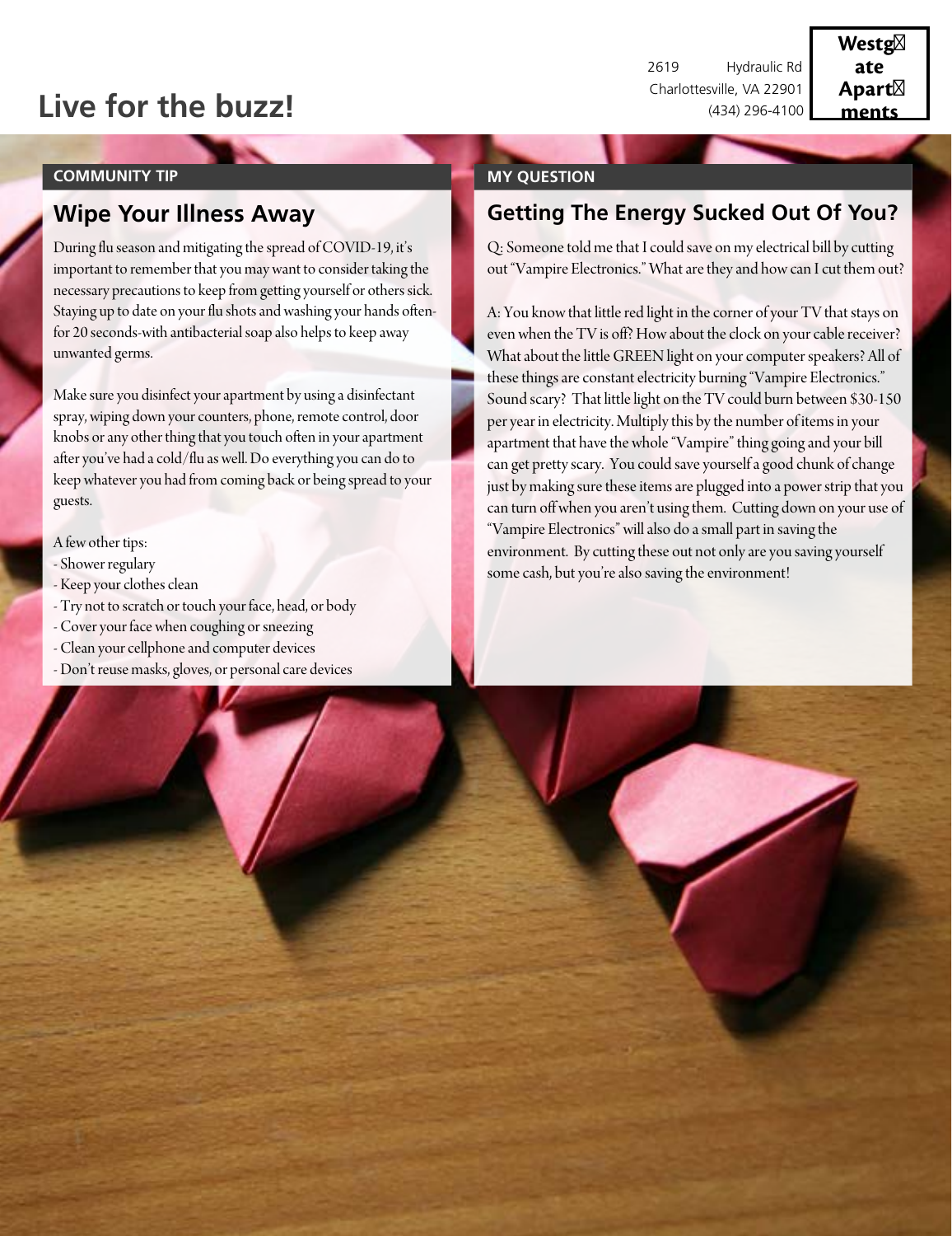# Live for the buzz!

2619 Hydraulic Rd
Charlottesville, VA 22901
(434) 296-4100

**Westgate Apartments**

COMMUNITY TIP

## Wipe Your Illness Away

During flu season and mitigating the spread of COVID-19, it's important to remember that you may want to consider taking the necessary precautions to keep from getting yourself or others sick. Staying up to date on your flu shots and washing your hands often-for 20 seconds-with antibacterial soap also helps to keep away unwanted germs.

Make sure you disinfect your apartment by using a disinfectant spray, wiping down your counters, phone, remote control, door knobs or any other thing that you touch often in your apartment after you've had a cold/flu as well. Do everything you can do to keep whatever you had from coming back or being spread to your guests.

A few other tips:
- Shower regulary
- Keep your clothes clean
- Try not to scratch or touch your face, head, or body
- Cover your face when coughing or sneezing
- Clean your cellphone and computer devices
- Don't reuse masks, gloves, or personal care devices

MY QUESTION

## Getting The Energy Sucked Out Of You?

Q: Someone told me that I could save on my electrical bill by cutting out "Vampire Electronics." What are they and how can I cut them out?

A: You know that little red light in the corner of your TV that stays on even when the TV is off? How about the clock on your cable receiver? What about the little GREEN light on your computer speakers? All of these things are constant electricity burning "Vampire Electronics." Sound scary? That little light on the TV could burn between $30-150 per year in electricity. Multiply this by the number of items in your apartment that have the whole "Vampire" thing going and your bill can get pretty scary. You could save yourself a good chunk of change just by making sure these items are plugged into a power strip that you can turn off when you aren't using them. Cutting down on your use of "Vampire Electronics" will also do a small part in saving the environment. By cutting these out not only are you saving yourself some cash, but you're also saving the environment!